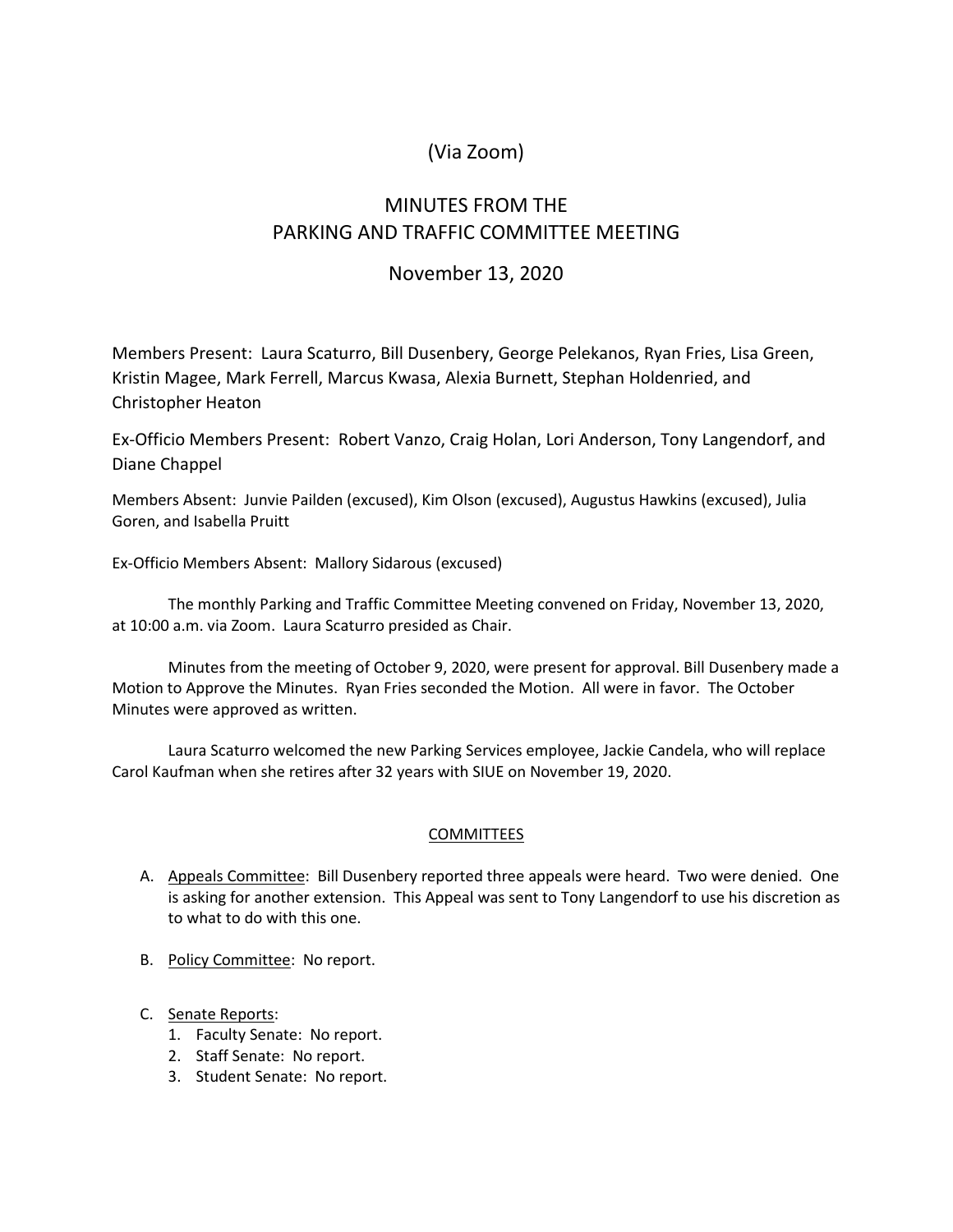(Via Zoom)

# MINUTES FROM THE PARKING AND TRAFFIC COMMITTEE MEETING

November 13, 2020

Members Present: Laura Scaturro, Bill Dusenbery, George Pelekanos, Ryan Fries, Lisa Green, Kristin Magee, Mark Ferrell, Marcus Kwasa, Alexia Burnett, Stephan Holdenried, and Christopher Heaton

Ex-Officio Members Present: Robert Vanzo, Craig Holan, Lori Anderson, Tony Langendorf, and Diane Chappel

Members Absent: Junvie Pailden (excused), Kim Olson (excused), Augustus Hawkins (excused), Julia Goren, and Isabella Pruitt

Ex-Officio Members Absent: Mallory Sidarous (excused)

The monthly Parking and Traffic Committee Meeting convened on Friday, November 13, 2020, at 10:00 a.m. via Zoom. Laura Scaturro presided as Chair.

Minutes from the meeting of October 9, 2020, were present for approval. Bill Dusenbery made a Motion to Approve the Minutes. Ryan Fries seconded the Motion. All were in favor. The October Minutes were approved as written.

Laura Scaturro welcomed the new Parking Services employee, Jackie Candela, who will replace Carol Kaufman when she retires after 32 years with SIUE on November 19, 2020.

## COMMITTEES

A. Appeals Committee: Bill Dusenbery reported three appeals were heard. Two were denied. One is asking for another extension. This Appeal was sent to Tony Langendorf to use his discretion as to what to do with this one.

B. Policy Committee: No report.

C. Senate Reports:
   1. Faculty Senate: No report.
   2. Staff Senate: No report.
   3. Student Senate: No report.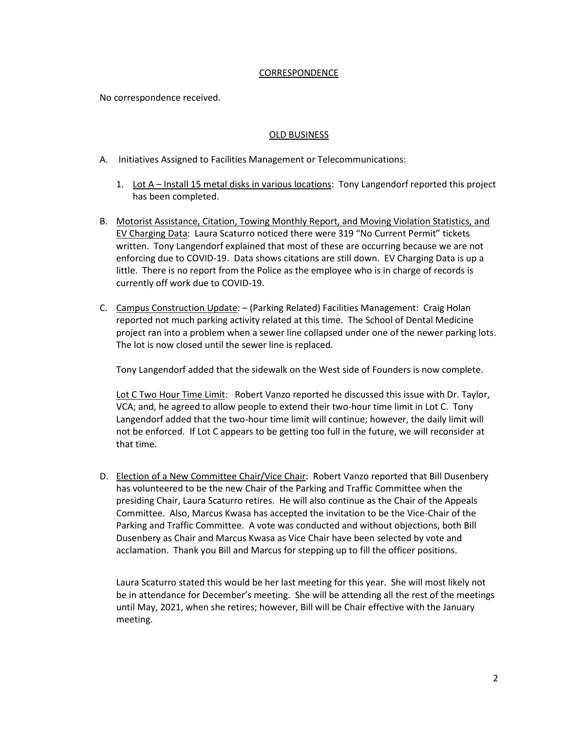## CORRESPONDENCE

No correspondence received.

## OLD BUSINESS

A. Initiatives Assigned to Facilities Management or Telecommunications:

   1. Lot A – Install 15 metal disks in various locations: Tony Langendorf reported this project has been completed.

B. Motorist Assistance, Citation, Towing Monthly Report, and Moving Violation Statistics, and EV Charging Data: Laura Scaturro noticed there were 319 "No Current Permit" tickets written. Tony Langendorf explained that most of these are occurring because we are not enforcing due to COVID-19. Data shows citations are still down. EV Charging Data is up a little. There is no report from the Police as the employee who is in charge of records is currently off work due to COVID-19.

C. Campus Construction Update: – (Parking Related) Facilities Management: Craig Holan reported not much parking activity related at this time. The School of Dental Medicine project ran into a problem when a sewer line collapsed under one of the newer parking lots. The lot is now closed until the sewer line is replaced.

   Tony Langendorf added that the sidewalk on the West side of Founders is now complete.

   Lot C Two Hour Time Limit: Robert Vanzo reported he discussed this issue with Dr. Taylor, VCA; and, he agreed to allow people to extend their two-hour time limit in Lot C. Tony Langendorf added that the two-hour time limit will continue; however, the daily limit will not be enforced. If Lot C appears to be getting too full in the future, we will reconsider at that time.

D. Election of a New Committee Chair/Vice Chair: Robert Vanzo reported that Bill Dusenbery has volunteered to be the new Chair of the Parking and Traffic Committee when the presiding Chair, Laura Scaturro retires. He will also continue as the Chair of the Appeals Committee. Also, Marcus Kwasa has accepted the invitation to be the Vice-Chair of the Parking and Traffic Committee. A vote was conducted and without objections, both Bill Dusenbery as Chair and Marcus Kwasa as Vice Chair have been selected by vote and acclamation. Thank you Bill and Marcus for stepping up to fill the officer positions.

   Laura Scaturro stated this would be her last meeting for this year. She will most likely not be in attendance for December's meeting. She will be attending all the rest of the meetings until May, 2021, when she retires; however, Bill will be Chair effective with the January meeting.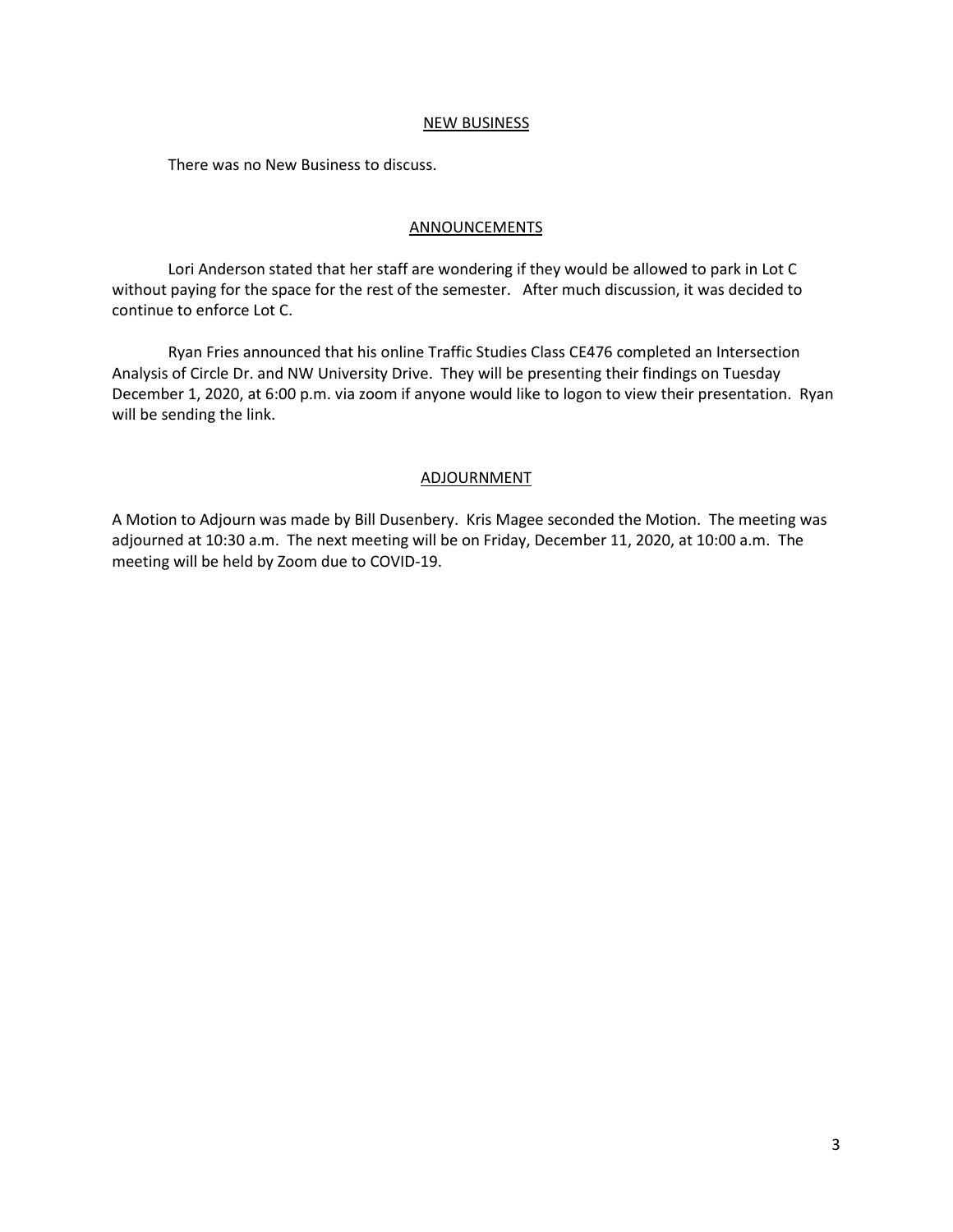## NEW BUSINESS

There was no New Business to discuss.

## ANNOUNCEMENTS

Lori Anderson stated that her staff are wondering if they would be allowed to park in Lot C without paying for the space for the rest of the semester. After much discussion, it was decided to continue to enforce Lot C.

Ryan Fries announced that his online Traffic Studies Class CE476 completed an Intersection Analysis of Circle Dr. and NW University Drive. They will be presenting their findings on Tuesday December 1, 2020, at 6:00 p.m. via zoom if anyone would like to logon to view their presentation. Ryan will be sending the link.

## ADJOURNMENT

A Motion to Adjourn was made by Bill Dusenbery. Kris Magee seconded the Motion. The meeting was adjourned at 10:30 a.m. The next meeting will be on Friday, December 11, 2020, at 10:00 a.m. The meeting will be held by Zoom due to COVID-19.